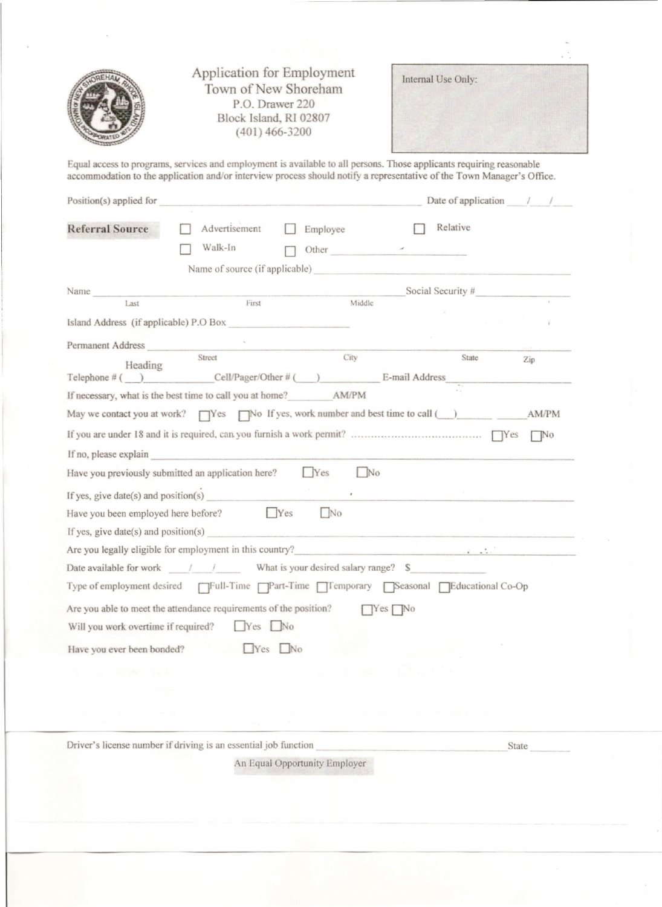# Application for Employment

## Town of New Shoreham

P.O. Drawer 220
Block Island, RI 02807
(401) 466-3200

Internal Use Only:

Equal access to programs, services and employment is available to all persons. Those applicants requiring reasonable accommodation to the application and/or interview process should notify a representative of the Town Manager's Office.

Position(s) applied for ______________________ Date of application ___/___/___

**Referral Source** ☐ Advertisement ☐ Employee ☐ Relative ☐ Walk-In ☐ Other ______________

Name of source (if applicable) ______________________

Name ______________________ (Last) (First) (Middle) Social Security # ______________

Island Address (if applicable) P.O Box ______________

Permanent Address ______________________ (Street) (City) (State) (Zip)

Heading

Telephone # (___)__________ Cell/Pager/Other # (___)__________ E-mail Address ______________

If necessary, what is the best time to call you at home? ________ AM/PM

May we contact you at work? ☐Yes ☐No If yes, work number and best time to call (___)________ ________AM/PM

If you are under 18 and it is required, can you furnish a work permit? ........................................ ☐Yes ☐No

If no, please explain ______________________

Have you previously submitted an application here? ☐Yes ☐No

If yes, give date(s) and position(s) ______________________

Have you been employed here before? ☐Yes ☐No

If yes, give date(s) and position(s) ______________________

Are you legally eligible for employment in this country? ______________________

Date available for work ___/___/___ What is your desired salary range? $ ______________

Type of employment desired ☐Full-Time ☐Part-Time ☐Temporary ☐Seasonal ☐Educational Co-Op

Are you able to meet the attendance requirements of the position? ☐Yes ☐No

Will you work overtime if required? ☐Yes ☐No

Have you ever been bonded? ☐Yes ☐No

Driver's license number if driving is an essential job function ______________________ State ________

An Equal Opportunity Employer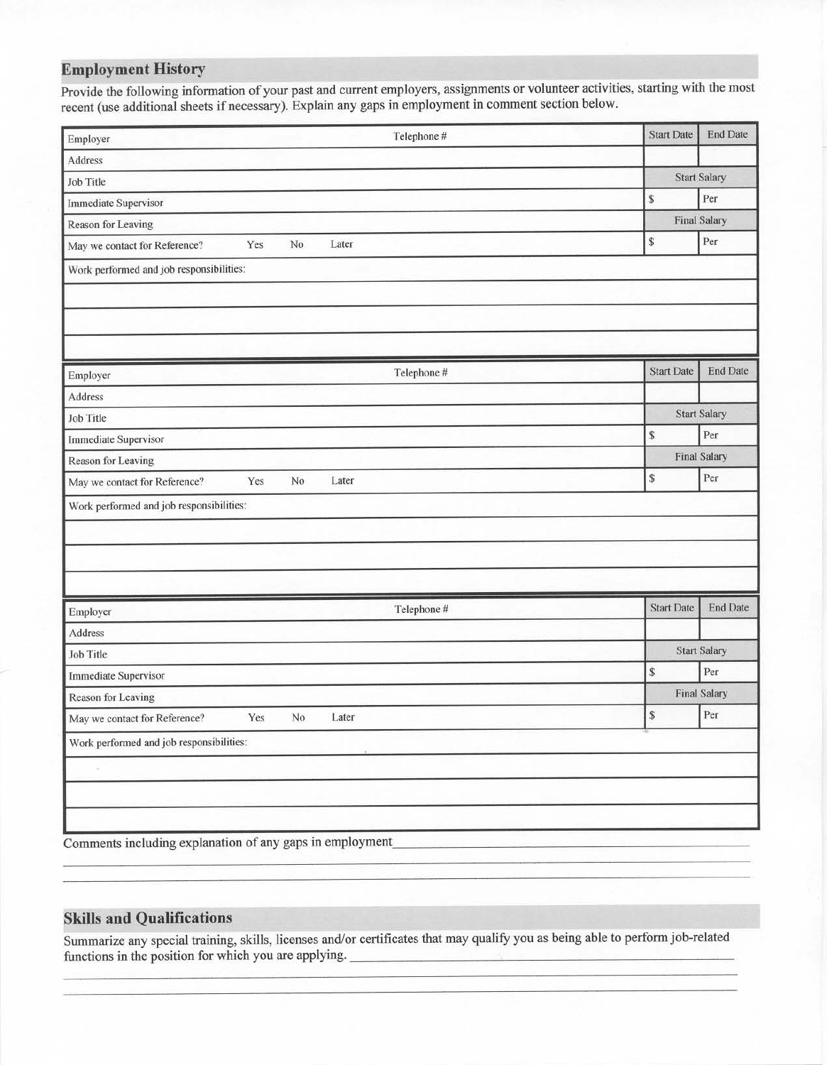## Employment History

Provide the following information of your past and current employers, assignments or volunteer activities, starting with the most recent (use additional sheets if necessary). Explain any gaps in employment in comment section below.

| Employer | Telephone # | Start Date | End Date |
|---|---|---|---|
| Address | | | |
| Job Title | | Start Salary | |
| Immediate Supervisor | | $ | Per |
| Reason for Leaving | | Final Salary | |
| May we contact for Reference? Yes No Later | | $ | Per |
| Work performed and job responsibilities: | | | |
| | | | |
| | | | |
| | | | |

| Employer | Telephone # | Start Date | End Date |
|---|---|---|---|
| Address | | | |
| Job Title | | Start Salary | |
| Immediate Supervisor | | $ | Per |
| Reason for Leaving | | Final Salary | |
| May we contact for Reference? Yes No Later | | $ | Per |
| Work performed and job responsibilities: | | | |
| | | | |
| | | | |
| | | | |

| Employer | Telephone # | Start Date | End Date |
|---|---|---|---|
| Address | | | |
| Job Title | | Start Salary | |
| Immediate Supervisor | | $ | Per |
| Reason for Leaving | | Final Salary | |
| May we contact for Reference? Yes No Later | | $ | Per |
| Work performed and job responsibilities: | | | |
| | | | |
| | | | |
| | | | |

Comments including explanation of any gaps in employment ______________________________

______________________________________________________________________________

______________________________________________________________________________

## Skills and Qualifications

Summarize any special training, skills, licenses and/or certificates that may qualify you as being able to perform job-related functions in the position for which you are applying. ______________________________

______________________________________________________________________________

______________________________________________________________________________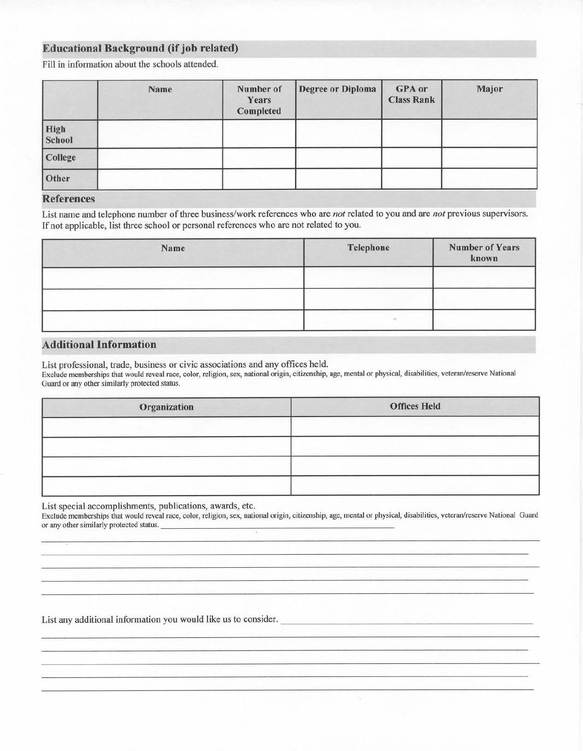## Educational Background (if job related)

Fill in information about the schools attended.

| | Name | Number of Years Completed | Degree or Diploma | GPA or Class Rank | Major |
|---|---|---|---|---|---|
| **High School** | | | | | |
| **College** | | | | | |
| **Other** | | | | | |

## References

List name and telephone number of three business/work references who are *not* related to you and are *not* previous supervisors. If not applicable, list three school or personal references who are not related to you.

| Name | Telephone | Number of Years known |
|---|---|---|
| | | |
| | | |
| | | |

## Additional Information

List professional, trade, business or civic associations and any offices held.

Exclude memberships that would reveal race, color, religion, sex, national origin, citizenship, age, mental or physical, disabilities, veteran/reserve National Guard or any other similarly protected status.

| Organization | Offices Held |
|---|---|
| | |
| | |
| | |
| | |

List special accomplishments, publications, awards, etc.

Exclude memberships that would reveal race, color, religion, sex, national origin, citizenship, age, mental or physical, disabilities, veteran/reserve National Guard or any other similarly protected status. ______________________________________________

_______________________________________________________________________________

_______________________________________________________________________________

_______________________________________________________________________________

_______________________________________________________________________________

_______________________________________________________________________________

List any additional information you would like us to consider. ______________________________

_______________________________________________________________________________

_______________________________________________________________________________

_______________________________________________________________________________

_______________________________________________________________________________

_______________________________________________________________________________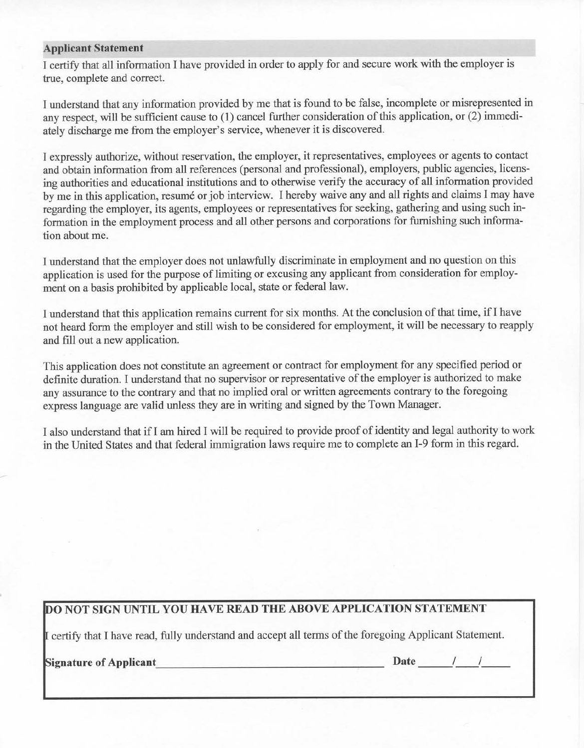## Applicant Statement

I certify that all information I have provided in order to apply for and secure work with the employer is true, complete and correct.

I understand that any information provided by me that is found to be false, incomplete or misrepresented in any respect, will be sufficient cause to (1) cancel further consideration of this application, or (2) immediately discharge me from the employer's service, whenever it is discovered.

I expressly authorize, without reservation, the employer, it representatives, employees or agents to contact and obtain information from all references (personal and professional), employers, public agencies, licensing authorities and educational institutions and to otherwise verify the accuracy of all information provided by me in this application, resumé or job interview. I hereby waive any and all rights and claims I may have regarding the employer, its agents, employees or representatives for seeking, gathering and using such information in the employment process and all other persons and corporations for furnishing such information about me.

I understand that the employer does not unlawfully discriminate in employment and no question on this application is used for the purpose of limiting or excusing any applicant from consideration for employment on a basis prohibited by applicable local, state or federal law.

I understand that this application remains current for six months. At the conclusion of that time, if I have not heard form the employer and still wish to be considered for employment, it will be necessary to reapply and fill out a new application.

This application does not constitute an agreement or contract for employment for any specified period or definite duration. I understand that no supervisor or representative of the employer is authorized to make any assurance to the contrary and that no implied oral or written agreements contrary to the foregoing express language are valid unless they are in writing and signed by the Town Manager.

I also understand that if I am hired I will be required to provide proof of identity and legal authority to work in the United States and that federal immigration laws require me to complete an I-9 form in this regard.

**DO NOT SIGN UNTIL YOU HAVE READ THE ABOVE APPLICATION STATEMENT**

I certify that I have read, fully understand and accept all terms of the foregoing Applicant Statement.

**Signature of Applicant**\_\_\_\_\_\_\_\_\_\_\_\_\_\_\_\_\_\_\_\_\_\_\_\_\_\_\_\_\_\_\_\_\_\_\_\_ **Date** \_\_\_\_\_/\_\_\_\_/\_\_\_\_\_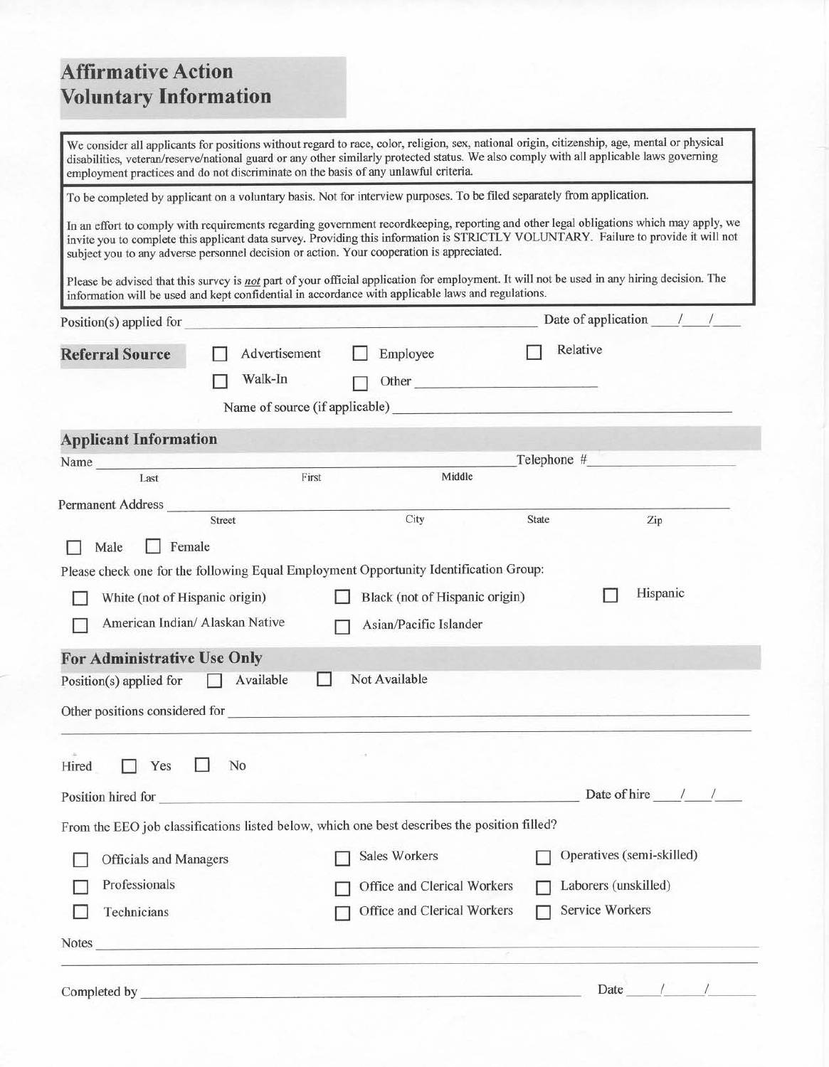# Affirmative Action Voluntary Information

We consider all applicants for positions without regard to race, color, religion, sex, national origin, citizenship, age, mental or physical disabilities, veteran/reserve/national guard or any other similarly protected status. We also comply with all applicable laws governing employment practices and do not discriminate on the basis of any unlawful criteria.

To be completed by applicant on a voluntary basis. Not for interview purposes. To be filed separately from application.

In an effort to comply with requirements regarding government recordkeeping, reporting and other legal obligations which may apply, we invite you to complete this applicant data survey. Providing this information is STRICTLY VOLUNTARY. Failure to provide it will not subject you to any adverse personnel decision or action. Your cooperation is appreciated.

Please be advised that this survey is ***not*** part of your official application for employment. It will not be used in any hiring decision. The information will be used and kept confidential in accordance with applicable laws and regulations.

Position(s) applied for ____________________ Date of application ___/___/___

**Referral Source**

☐ Advertisement ☐ Employee ☐ Relative

☐ Walk-In ☐ Other ____________________

Name of source (if applicable) ____________________

## Applicant Information

Name ____________________ Telephone # ____________________
Last First Middle

Permanent Address ____________________
Street City State Zip

☐ Male ☐ Female

Please check one for the following Equal Employment Opportunity Identification Group:

☐ White (not of Hispanic origin) ☐ Black (not of Hispanic origin) ☐ Hispanic

☐ American Indian/ Alaskan Native ☐ Asian/Pacific Islander

## For Administrative Use Only

Position(s) applied for ☐ Available ☐ Not Available

Other positions considered for ____________________

Hired ☐ Yes ☐ No

Position hired for ____________________ Date of hire ___/___/___

From the EEO job classifications listed below, which one best describes the position filled?

☐ Officials and Managers ☐ Sales Workers ☐ Operatives (semi-skilled)

☐ Professionals ☐ Office and Clerical Workers ☐ Laborers (unskilled)

☐ Technicians ☐ Office and Clerical Workers ☐ Service Workers

Notes ____________________

Completed by ____________________ Date ___/___/___